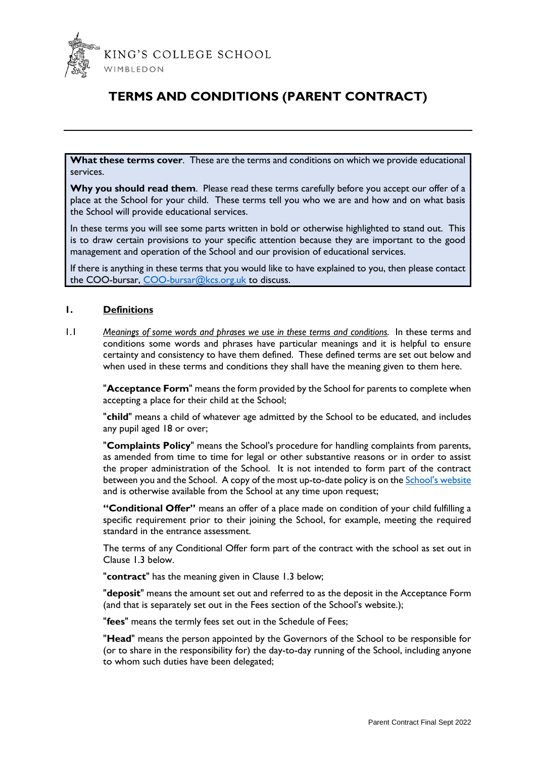KING'S COLLEGE SCHOOL
WIMBLEDON

# TERMS AND CONDITIONS (PARENT CONTRACT)

**What these terms cover**. These are the terms and conditions on which we provide educational services.

**Why you should read them**. Please read these terms carefully before you accept our offer of a place at the School for your child. These terms tell you who we are and how and on what basis the School will provide educational services.

In these terms you will see some parts written in bold or otherwise highlighted to stand out. This is to draw certain provisions to your specific attention because they are important to the good management and operation of the School and our provision of educational services.

If there is anything in these terms that you would like to have explained to you, then please contact the COO-bursar, COO-bursar@kcs.org.uk to discuss.

## 1. Definitions

1.1 *Meanings of some words and phrases we use in these terms and conditions.* In these terms and conditions some words and phrases have particular meanings and it is helpful to ensure certainty and consistency to have them defined. These defined terms are set out below and when used in these terms and conditions they shall have the meaning given to them here.

"**Acceptance Form**" means the form provided by the School for parents to complete when accepting a place for their child at the School;

"**child**" means a child of whatever age admitted by the School to be educated, and includes any pupil aged 18 or over;

"**Complaints Policy**" means the School's procedure for handling complaints from parents, as amended from time to time for legal or other substantive reasons or in order to assist the proper administration of the School. It is not intended to form part of the contract between you and the School. A copy of the most up-to-date policy is on the School's website and is otherwise available from the School at any time upon request;

"**Conditional Offer**" means an offer of a place made on condition of your child fulfilling a specific requirement prior to their joining the School, for example, meeting the required standard in the entrance assessment.

The terms of any Conditional Offer form part of the contract with the school as set out in Clause 1.3 below.

"**contract**" has the meaning given in Clause 1.3 below;

"**deposit**" means the amount set out and referred to as the deposit in the Acceptance Form (and that is separately set out in the Fees section of the School's website.);

"**fees**" means the termly fees set out in the Schedule of Fees;

"**Head**" means the person appointed by the Governors of the School to be responsible for (or to share in the responsibility for) the day-to-day running of the School, including anyone to whom such duties have been delegated;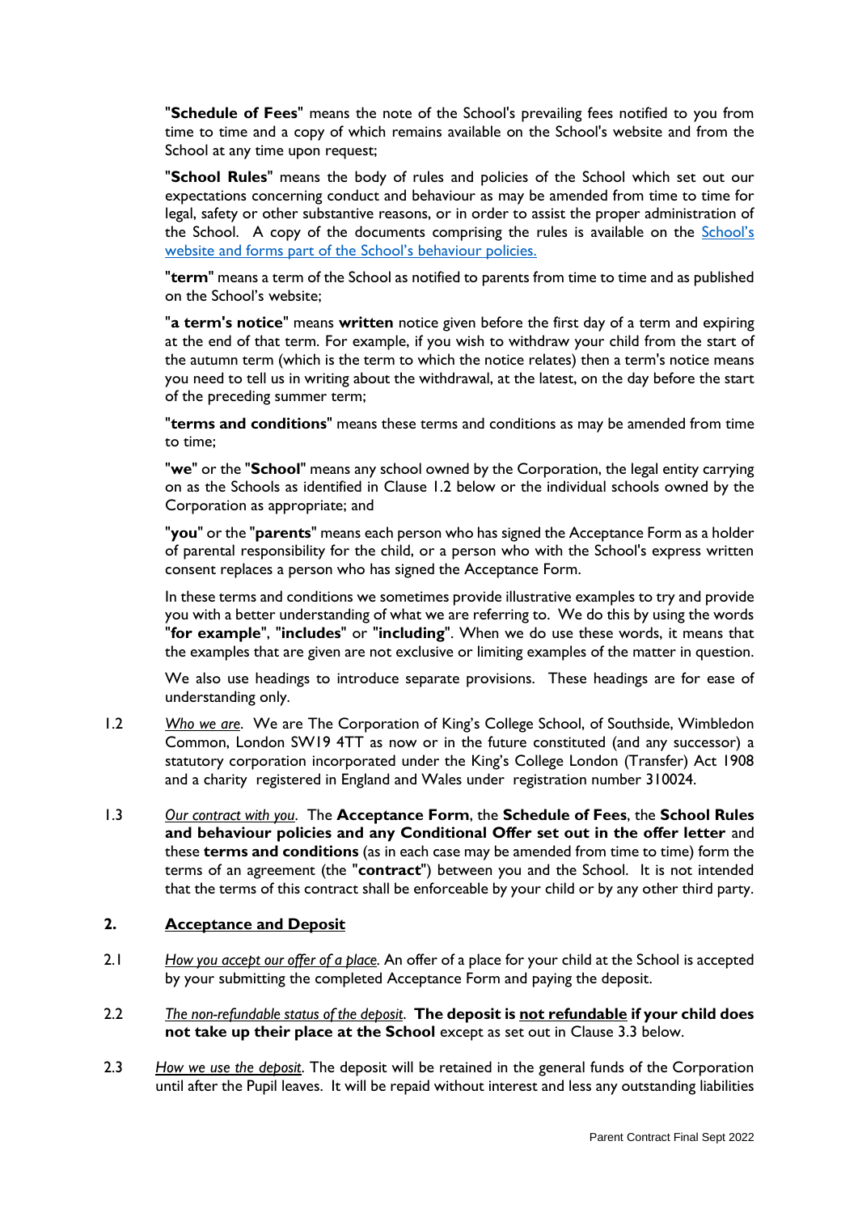"**Schedule of Fees**" means the note of the School's prevailing fees notified to you from time to time and a copy of which remains available on the School's website and from the School at any time upon request;

"**School Rules**" means the body of rules and policies of the School which set out our expectations concerning conduct and behaviour as may be amended from time to time for legal, safety or other substantive reasons, or in order to assist the proper administration of the School. A copy of the documents comprising the rules is available on the School's website and forms part of the School's behaviour policies.

"**term**" means a term of the School as notified to parents from time to time and as published on the School's website;

"**a term's notice**" means **written** notice given before the first day of a term and expiring at the end of that term. For example, if you wish to withdraw your child from the start of the autumn term (which is the term to which the notice relates) then a term's notice means you need to tell us in writing about the withdrawal, at the latest, on the day before the start of the preceding summer term;

"**terms and conditions**" means these terms and conditions as may be amended from time to time;

"**we**" or the "**School**" means any school owned by the Corporation, the legal entity carrying on as the Schools as identified in Clause 1.2 below or the individual schools owned by the Corporation as appropriate; and

"**you**" or the "**parents**" means each person who has signed the Acceptance Form as a holder of parental responsibility for the child, or a person who with the School's express written consent replaces a person who has signed the Acceptance Form.

In these terms and conditions we sometimes provide illustrative examples to try and provide you with a better understanding of what we are referring to. We do this by using the words "**for example**", "**includes**" or "**including**". When we do use these words, it means that the examples that are given are not exclusive or limiting examples of the matter in question.

We also use headings to introduce separate provisions. These headings are for ease of understanding only.

1.2 *Who we are*. We are The Corporation of King's College School, of Southside, Wimbledon Common, London SW19 4TT as now or in the future constituted (and any successor) a statutory corporation incorporated under the King's College London (Transfer) Act 1908 and a charity registered in England and Wales under registration number 310024.

1.3 *Our contract with you*. The **Acceptance Form**, the **Schedule of Fees**, the **School Rules and behaviour policies and any Conditional Offer set out in the offer letter** and these **terms and conditions** (as in each case may be amended from time to time) form the terms of an agreement (the "**contract**") between you and the School. It is not intended that the terms of this contract shall be enforceable by your child or by any other third party.

## 2. Acceptance and Deposit

2.1 *How you accept our offer of a place.* An offer of a place for your child at the School is accepted by your submitting the completed Acceptance Form and paying the deposit.

2.2 *The non-refundable status of the deposit*. **The deposit is not refundable if your child does not take up their place at the School** except as set out in Clause 3.3 below.

2.3 *How we use the deposit*. The deposit will be retained in the general funds of the Corporation until after the Pupil leaves. It will be repaid without interest and less any outstanding liabilities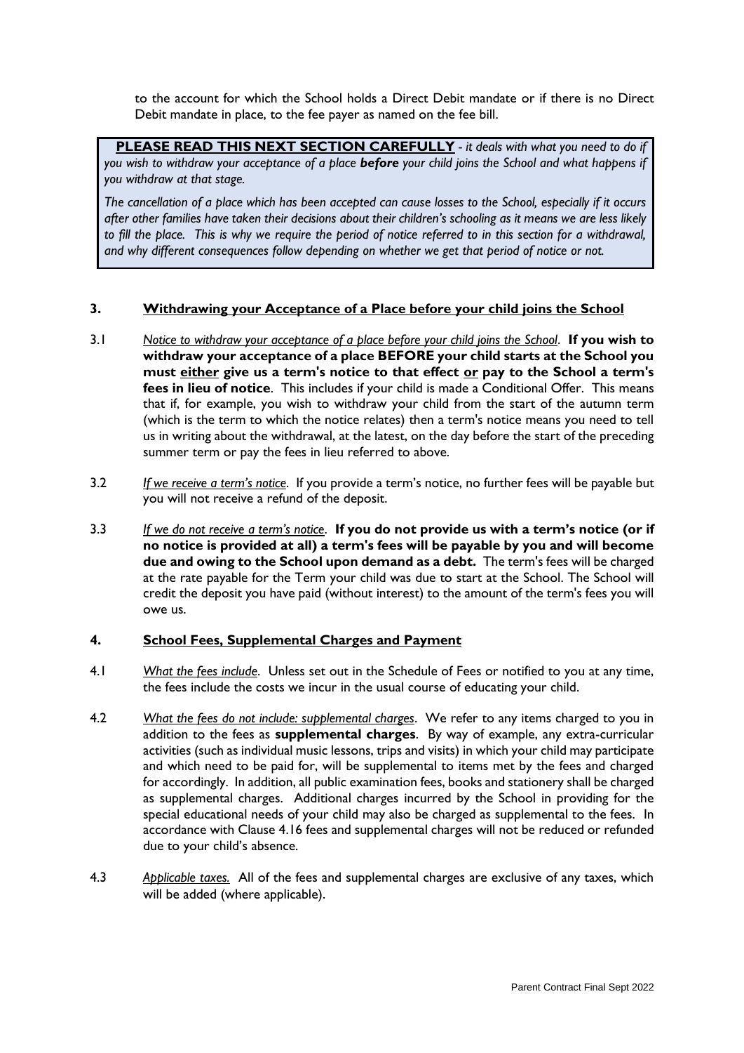to the account for which the School holds a Direct Debit mandate or if there is no Direct Debit mandate in place, to the fee payer as named on the fee bill.

**PLEASE READ THIS NEXT SECTION CAREFULLY** - *it deals with what you need to do if you wish to withdraw your acceptance of a place* ***before*** *your child joins the School and what happens if you withdraw at that stage.*

*The cancellation of a place which has been accepted can cause losses to the School, especially if it occurs after other families have taken their decisions about their children's schooling as it means we are less likely to fill the place. This is why we require the period of notice referred to in this section for a withdrawal, and why different consequences follow depending on whether we get that period of notice or not.*

## 3. Withdrawing your Acceptance of a Place before your child joins the School

3.1 *Notice to withdraw your acceptance of a place before your child joins the School*. **If you wish to withdraw your acceptance of a place BEFORE your child starts at the School you must either give us a term's notice to that effect or pay to the School a term's fees in lieu of notice**. This includes if your child is made a Conditional Offer. This means that if, for example, you wish to withdraw your child from the start of the autumn term (which is the term to which the notice relates) then a term's notice means you need to tell us in writing about the withdrawal, at the latest, on the day before the start of the preceding summer term or pay the fees in lieu referred to above.

3.2 *If we receive a term's notice*. If you provide a term's notice, no further fees will be payable but you will not receive a refund of the deposit.

3.3 *If we do not receive a term's notice*. **If you do not provide us with a term's notice (or if no notice is provided at all) a term's fees will be payable by you and will become due and owing to the School upon demand as a debt.** The term's fees will be charged at the rate payable for the Term your child was due to start at the School. The School will credit the deposit you have paid (without interest) to the amount of the term's fees you will owe us.

## 4. School Fees, Supplemental Charges and Payment

4.1 *What the fees include*. Unless set out in the Schedule of Fees or notified to you at any time, the fees include the costs we incur in the usual course of educating your child.

4.2 *What the fees do not include: supplemental charges*. We refer to any items charged to you in addition to the fees as **supplemental charges**. By way of example, any extra-curricular activities (such as individual music lessons, trips and visits) in which your child may participate and which need to be paid for, will be supplemental to items met by the fees and charged for accordingly. In addition, all public examination fees, books and stationery shall be charged as supplemental charges. Additional charges incurred by the School in providing for the special educational needs of your child may also be charged as supplemental to the fees. In accordance with Clause 4.16 fees and supplemental charges will not be reduced or refunded due to your child's absence.

4.3 *Applicable taxes.* All of the fees and supplemental charges are exclusive of any taxes, which will be added (where applicable).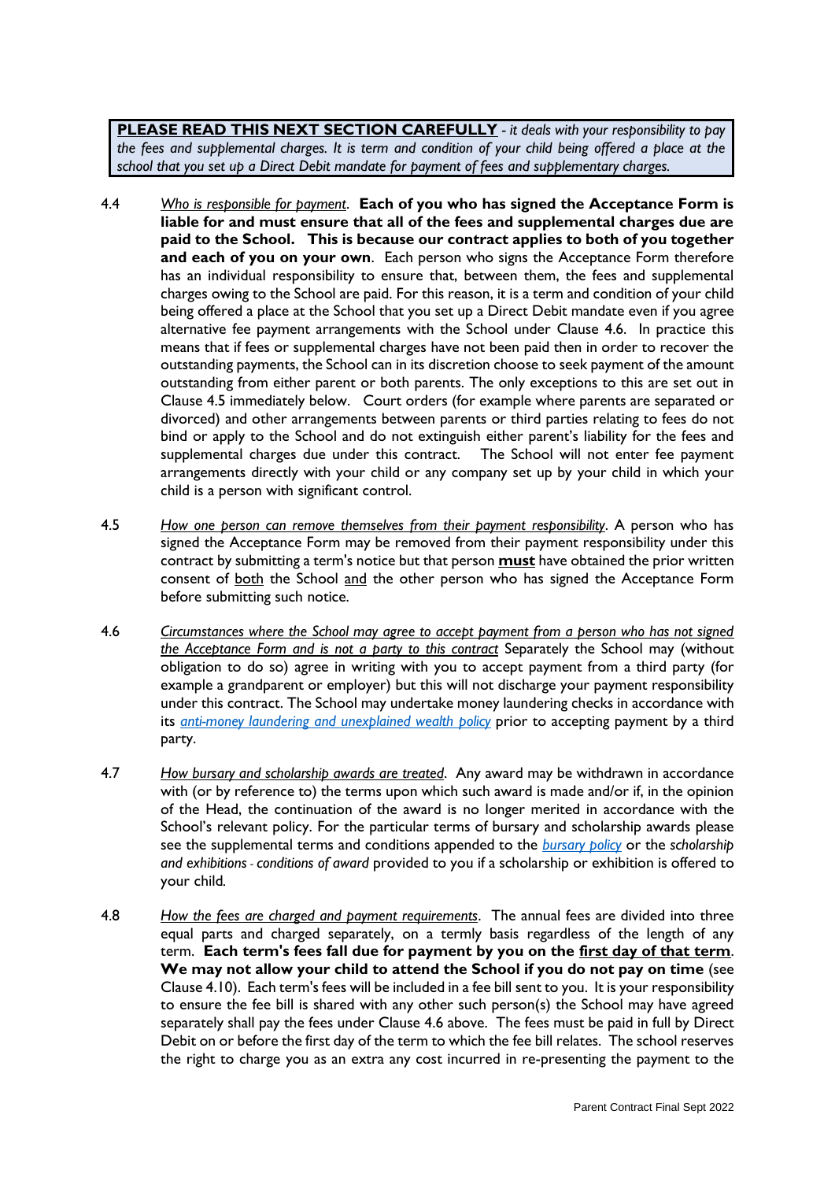**<u>PLEASE READ THIS NEXT SECTION CAREFULLY</u>** *- it deals with your responsibility to pay the fees and supplemental charges. It is term and condition of your child being offered a place at the school that you set up a Direct Debit mandate for payment of fees and supplementary charges.*

4.4 *<u>Who is responsible for payment</u>*. **Each of you who has signed the Acceptance Form is liable for and must ensure that all of the fees and supplemental charges due are paid to the School. This is because our contract applies to both of you together and each of you on your own**. Each person who signs the Acceptance Form therefore has an individual responsibility to ensure that, between them, the fees and supplemental charges owing to the School are paid. For this reason, it is a term and condition of your child being offered a place at the School that you set up a Direct Debit mandate even if you agree alternative fee payment arrangements with the School under Clause 4.6. In practice this means that if fees or supplemental charges have not been paid then in order to recover the outstanding payments, the School can in its discretion choose to seek payment of the amount outstanding from either parent or both parents. The only exceptions to this are set out in Clause 4.5 immediately below. Court orders (for example where parents are separated or divorced) and other arrangements between parents or third parties relating to fees do not bind or apply to the School and do not extinguish either parent's liability for the fees and supplemental charges due under this contract. The School will not enter fee payment arrangements directly with your child or any company set up by your child in which your child is a person with significant control.

4.5 *<u>How one person can remove themselves from their payment responsibility</u>*. A person who has signed the Acceptance Form may be removed from their payment responsibility under this contract by submitting a term's notice but that person **<u>must</u>** have obtained the prior written consent of <u>both</u> the School <u>and</u> the other person who has signed the Acceptance Form before submitting such notice.

4.6 *<u>Circumstances where the School may agree to accept payment from a person who has not signed the Acceptance Form and is not a party to this contract</u>* Separately the School may (without obligation to do so) agree in writing with you to accept payment from a third party (for example a grandparent or employer) but this will not discharge your payment responsibility under this contract. The School may undertake money laundering checks in accordance with its *<u>anti-money laundering and unexplained wealth policy</u>* prior to accepting payment by a third party.

4.7 *<u>How bursary and scholarship awards are treated</u>*. Any award may be withdrawn in accordance with (or by reference to) the terms upon which such award is made and/or if, in the opinion of the Head, the continuation of the award is no longer merited in accordance with the School's relevant policy. For the particular terms of bursary and scholarship awards please see the supplemental terms and conditions appended to the *<u>bursary policy</u>* or the *scholarship and exhibitions - conditions of award* provided to you if a scholarship or exhibition is offered to your child.

4.8 *<u>How the fees are charged and payment requirements</u>*. The annual fees are divided into three equal parts and charged separately, on a termly basis regardless of the length of any term. **Each term's fees fall due for payment by you on the <u>first day of that term</u>. We may not allow your child to attend the School if you do not pay on time** (see Clause 4.10). Each term's fees will be included in a fee bill sent to you. It is your responsibility to ensure the fee bill is shared with any other such person(s) the School may have agreed separately shall pay the fees under Clause 4.6 above. The fees must be paid in full by Direct Debit on or before the first day of the term to which the fee bill relates. The school reserves the right to charge you as an extra any cost incurred in re-presenting the payment to the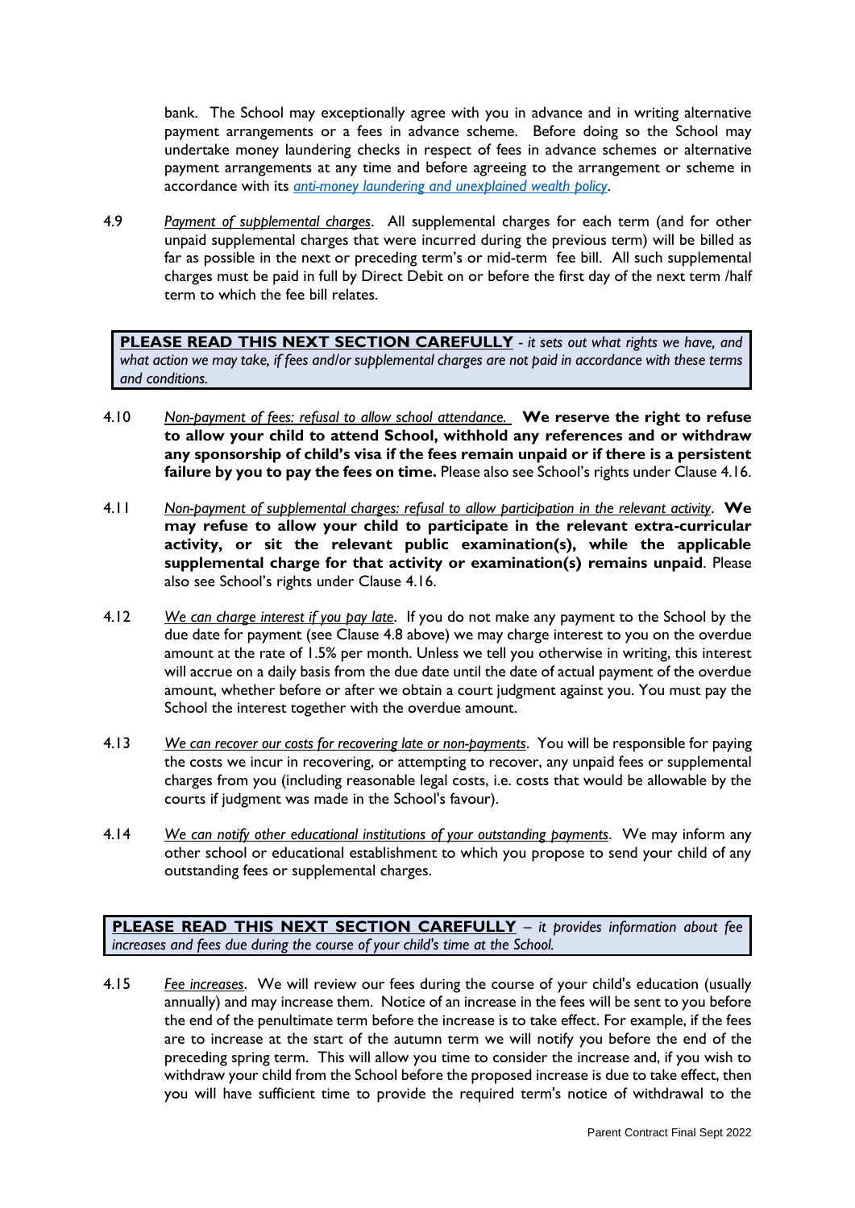bank. The School may exceptionally agree with you in advance and in writing alternative payment arrangements or a fees in advance scheme. Before doing so the School may undertake money laundering checks in respect of fees in advance schemes or alternative payment arrangements at any time and before agreeing to the arrangement or scheme in accordance with its *anti-money laundering and unexplained wealth policy*.

4.9 *Payment of supplemental charges*. All supplemental charges for each term (and for other unpaid supplemental charges that were incurred during the previous term) will be billed as far as possible in the next or preceding term's or mid-term fee bill. All such supplemental charges must be paid in full by Direct Debit on or before the first day of the next term /half term to which the fee bill relates.

**PLEASE READ THIS NEXT SECTION CAREFULLY** - *it sets out what rights we have, and what action we may take, if fees and/or supplemental charges are not paid in accordance with these terms and conditions.*

4.10 *Non-payment of fees: refusal to allow school attendance.* **We reserve the right to refuse to allow your child to attend School, withhold any references and or withdraw any sponsorship of child's visa if the fees remain unpaid or if there is a persistent failure by you to pay the fees on time.** Please also see School's rights under Clause 4.16.

4.11 *Non-payment of supplemental charges: refusal to allow participation in the relevant activity*. **We may refuse to allow your child to participate in the relevant extra-curricular activity, or sit the relevant public examination(s), while the applicable supplemental charge for that activity or examination(s) remains unpaid**. Please also see School's rights under Clause 4.16.

4.12 *We can charge interest if you pay late*. If you do not make any payment to the School by the due date for payment (see Clause 4.8 above) we may charge interest to you on the overdue amount at the rate of 1.5% per month. Unless we tell you otherwise in writing, this interest will accrue on a daily basis from the due date until the date of actual payment of the overdue amount, whether before or after we obtain a court judgment against you. You must pay the School the interest together with the overdue amount.

4.13 *We can recover our costs for recovering late or non-payments*. You will be responsible for paying the costs we incur in recovering, or attempting to recover, any unpaid fees or supplemental charges from you (including reasonable legal costs, i.e. costs that would be allowable by the courts if judgment was made in the School's favour).

4.14 *We can notify other educational institutions of your outstanding payments*. We may inform any other school or educational establishment to which you propose to send your child of any outstanding fees or supplemental charges.

**PLEASE READ THIS NEXT SECTION CAREFULLY** – *it provides information about fee increases and fees due during the course of your child's time at the School.*

4.15 *Fee increases*. We will review our fees during the course of your child's education (usually annually) and may increase them. Notice of an increase in the fees will be sent to you before the end of the penultimate term before the increase is to take effect. For example, if the fees are to increase at the start of the autumn term we will notify you before the end of the preceding spring term. This will allow you time to consider the increase and, if you wish to withdraw your child from the School before the proposed increase is due to take effect, then you will have sufficient time to provide the required term's notice of withdrawal to the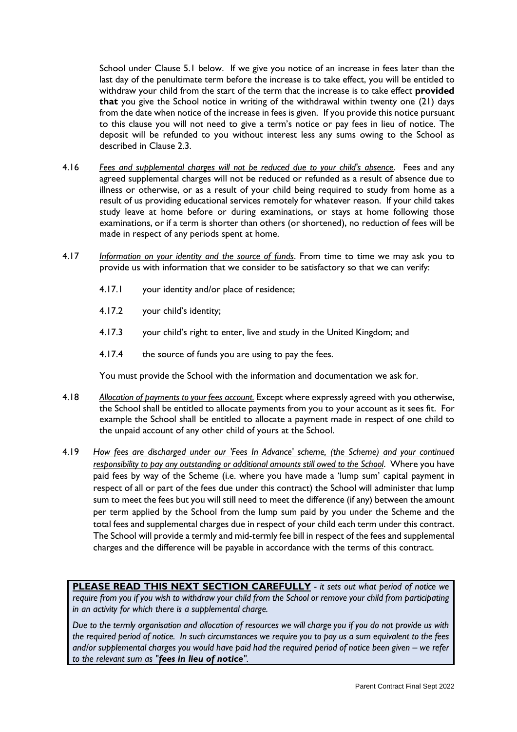School under Clause 5.1 below. If we give you notice of an increase in fees later than the last day of the penultimate term before the increase is to take effect, you will be entitled to withdraw your child from the start of the term that the increase is to take effect **provided that** you give the School notice in writing of the withdrawal within twenty one (21) days from the date when notice of the increase in fees is given. If you provide this notice pursuant to this clause you will not need to give a term's notice or pay fees in lieu of notice. The deposit will be refunded to you without interest less any sums owing to the School as described in Clause 2.3.

4.16 *Fees and supplemental charges will not be reduced due to your child's absence*. Fees and any agreed supplemental charges will not be reduced or refunded as a result of absence due to illness or otherwise, or as a result of your child being required to study from home as a result of us providing educational services remotely for whatever reason. If your child takes study leave at home before or during examinations, or stays at home following those examinations, or if a term is shorter than others (or shortened), no reduction of fees will be made in respect of any periods spent at home.

4.17 *Information on your identity and the source of funds*. From time to time we may ask you to provide us with information that we consider to be satisfactory so that we can verify:

- 4.17.1 your identity and/or place of residence;
- 4.17.2 your child's identity;
- 4.17.3 your child's right to enter, live and study in the United Kingdom; and
- 4.17.4 the source of funds you are using to pay the fees.

You must provide the School with the information and documentation we ask for.

4.18 *Allocation of payments to your fees account.* Except where expressly agreed with you otherwise, the School shall be entitled to allocate payments from you to your account as it sees fit. For example the School shall be entitled to allocate a payment made in respect of one child to the unpaid account of any other child of yours at the School.

4.19 *How fees are discharged under our 'Fees In Advance' scheme, (the Scheme) and your continued responsibility to pay any outstanding or additional amounts still owed to the School*. Where you have paid fees by way of the Scheme (i.e. where you have made a 'lump sum' capital payment in respect of all or part of the fees due under this contract) the School will administer that lump sum to meet the fees but you will still need to meet the difference (if any) between the amount per term applied by the School from the lump sum paid by you under the Scheme and the total fees and supplemental charges due in respect of your child each term under this contract. The School will provide a termly and mid-termly fee bill in respect of the fees and supplemental charges and the difference will be payable in accordance with the terms of this contract.

**PLEASE READ THIS NEXT SECTION CAREFULLY** - *it sets out what period of notice we require from you if you wish to withdraw your child from the School or remove your child from participating in an activity for which there is a supplemental charge.*

*Due to the termly organisation and allocation of resources we will charge you if you do not provide us with the required period of notice. In such circumstances we require you to pay us a sum equivalent to the fees and/or supplemental charges you would have paid had the required period of notice been given – we refer to the relevant sum as "**fees in lieu of notice**".*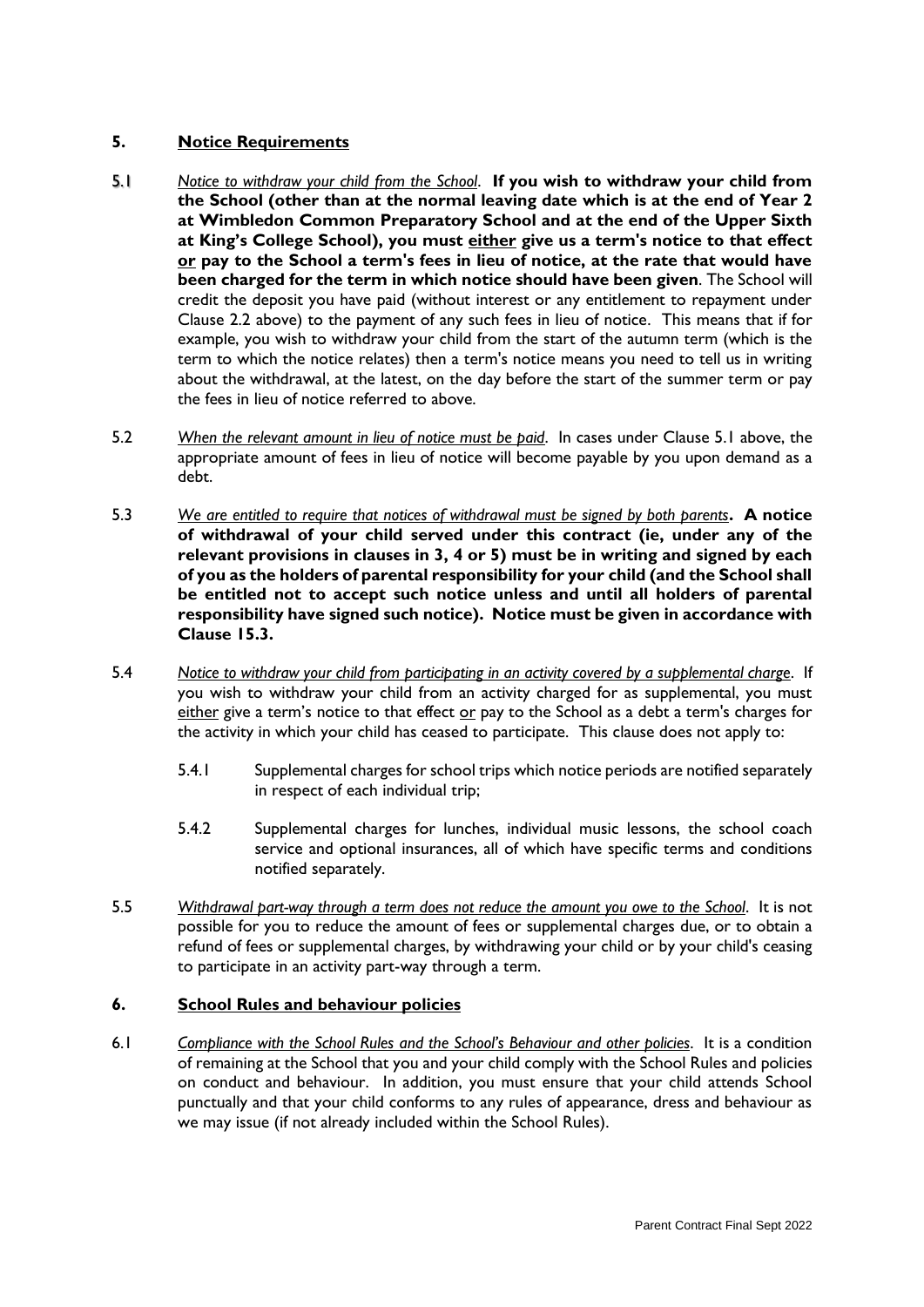## 5. Notice Requirements

5.1 *Notice to withdraw your child from the School*. **If you wish to withdraw your child from the School (other than at the normal leaving date which is at the end of Year 2 at Wimbledon Common Preparatory School and at the end of the Upper Sixth at King's College School), you must either give us a term's notice to that effect or pay to the School a term's fees in lieu of notice, at the rate that would have been charged for the term in which notice should have been given**. The School will credit the deposit you have paid (without interest or any entitlement to repayment under Clause 2.2 above) to the payment of any such fees in lieu of notice. This means that if for example, you wish to withdraw your child from the start of the autumn term (which is the term to which the notice relates) then a term's notice means you need to tell us in writing about the withdrawal, at the latest, on the day before the start of the summer term or pay the fees in lieu of notice referred to above.

5.2 *When the relevant amount in lieu of notice must be paid*. In cases under Clause 5.1 above, the appropriate amount of fees in lieu of notice will become payable by you upon demand as a debt.

5.3 *We are entitled to require that notices of withdrawal must be signed by both parents*. **A notice of withdrawal of your child served under this contract (ie, under any of the relevant provisions in clauses in 3, 4 or 5) must be in writing and signed by each of you as the holders of parental responsibility for your child (and the School shall be entitled not to accept such notice unless and until all holders of parental responsibility have signed such notice). Notice must be given in accordance with Clause 15.3.**

5.4 *Notice to withdraw your child from participating in an activity covered by a supplemental charge*. If you wish to withdraw your child from an activity charged for as supplemental, you must either give a term's notice to that effect or pay to the School as a debt a term's charges for the activity in which your child has ceased to participate. This clause does not apply to:

5.4.1 Supplemental charges for school trips which notice periods are notified separately in respect of each individual trip;

5.4.2 Supplemental charges for lunches, individual music lessons, the school coach service and optional insurances, all of which have specific terms and conditions notified separately.

5.5 *Withdrawal part-way through a term does not reduce the amount you owe to the School*. It is not possible for you to reduce the amount of fees or supplemental charges due, or to obtain a refund of fees or supplemental charges, by withdrawing your child or by your child's ceasing to participate in an activity part-way through a term.

## 6. School Rules and behaviour policies

6.1 *Compliance with the School Rules and the School's Behaviour and other policies*. It is a condition of remaining at the School that you and your child comply with the School Rules and policies on conduct and behaviour. In addition, you must ensure that your child attends School punctually and that your child conforms to any rules of appearance, dress and behaviour as we may issue (if not already included within the School Rules).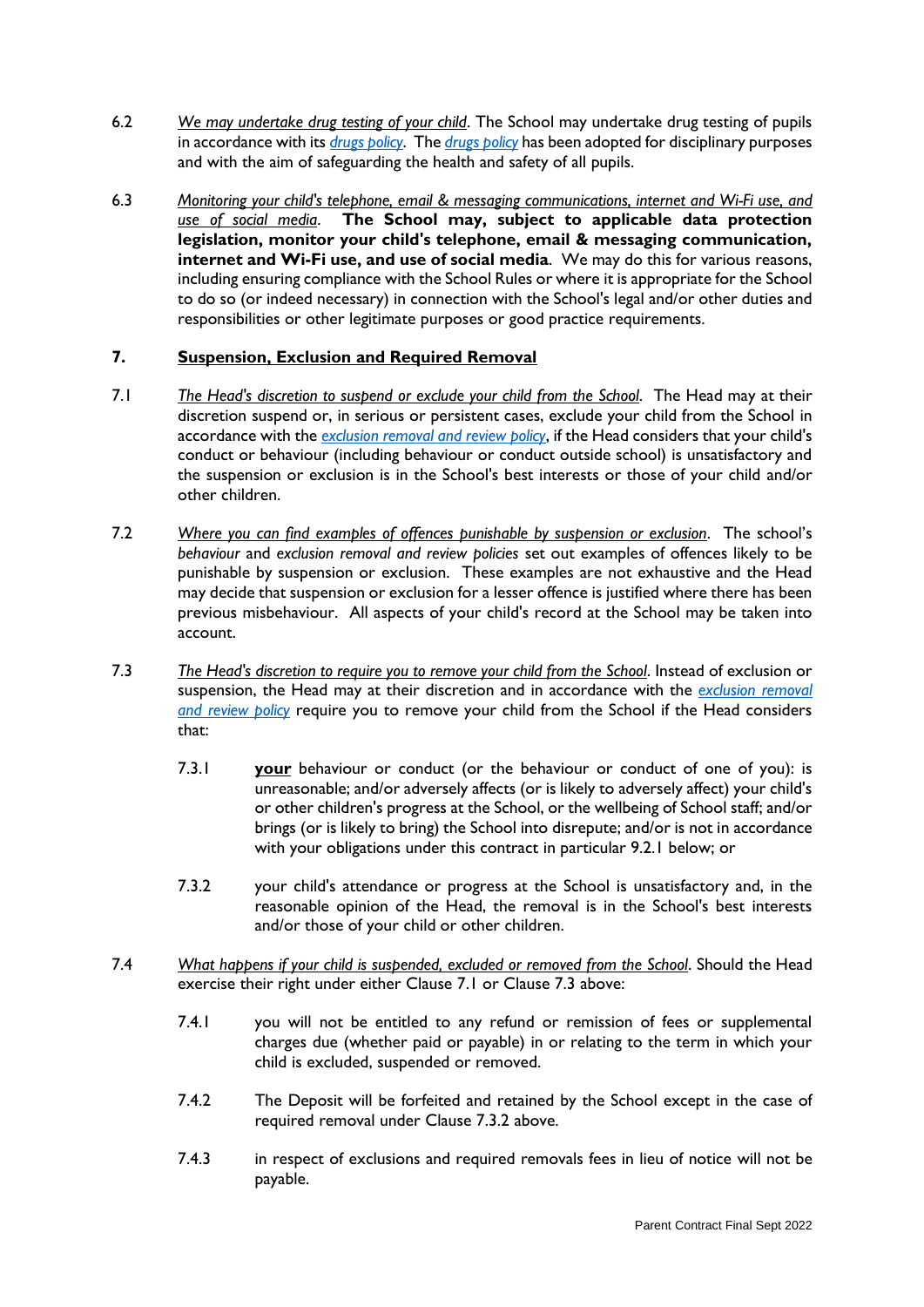6.2 *We may undertake drug testing of your child*. The School may undertake drug testing of pupils in accordance with its *drugs policy*. The *drugs policy* has been adopted for disciplinary purposes and with the aim of safeguarding the health and safety of all pupils.

6.3 *Monitoring your child's telephone, email & messaging communications, internet and Wi-Fi use, and use of social media*. **The School may, subject to applicable data protection legislation, monitor your child's telephone, email & messaging communication, internet and Wi-Fi use, and use of social media**. We may do this for various reasons, including ensuring compliance with the School Rules or where it is appropriate for the School to do so (or indeed necessary) in connection with the School's legal and/or other duties and responsibilities or other legitimate purposes or good practice requirements.

## 7. Suspension, Exclusion and Required Removal

7.1 *The Head's discretion to suspend or exclude your child from the School*. The Head may at their discretion suspend or, in serious or persistent cases, exclude your child from the School in accordance with the *exclusion removal and review policy*, if the Head considers that your child's conduct or behaviour (including behaviour or conduct outside school) is unsatisfactory and the suspension or exclusion is in the School's best interests or those of your child and/or other children.

7.2 *Where you can find examples of offences punishable by suspension or exclusion*. The school's *behaviour* and *exclusion removal and review policies* set out examples of offences likely to be punishable by suspension or exclusion. These examples are not exhaustive and the Head may decide that suspension or exclusion for a lesser offence is justified where there has been previous misbehaviour. All aspects of your child's record at the School may be taken into account.

7.3 *The Head's discretion to require you to remove your child from the School*. Instead of exclusion or suspension, the Head may at their discretion and in accordance with the *exclusion removal and review policy* require you to remove your child from the School if the Head considers that:

7.3.1 **your** behaviour or conduct (or the behaviour or conduct of one of you): is unreasonable; and/or adversely affects (or is likely to adversely affect) your child's or other children's progress at the School, or the wellbeing of School staff; and/or brings (or is likely to bring) the School into disrepute; and/or is not in accordance with your obligations under this contract in particular 9.2.1 below; or

7.3.2 your child's attendance or progress at the School is unsatisfactory and, in the reasonable opinion of the Head, the removal is in the School's best interests and/or those of your child or other children.

7.4 *What happens if your child is suspended, excluded or removed from the School*. Should the Head exercise their right under either Clause 7.1 or Clause 7.3 above:

7.4.1 you will not be entitled to any refund or remission of fees or supplemental charges due (whether paid or payable) in or relating to the term in which your child is excluded, suspended or removed.

7.4.2 The Deposit will be forfeited and retained by the School except in the case of required removal under Clause 7.3.2 above.

7.4.3 in respect of exclusions and required removals fees in lieu of notice will not be payable.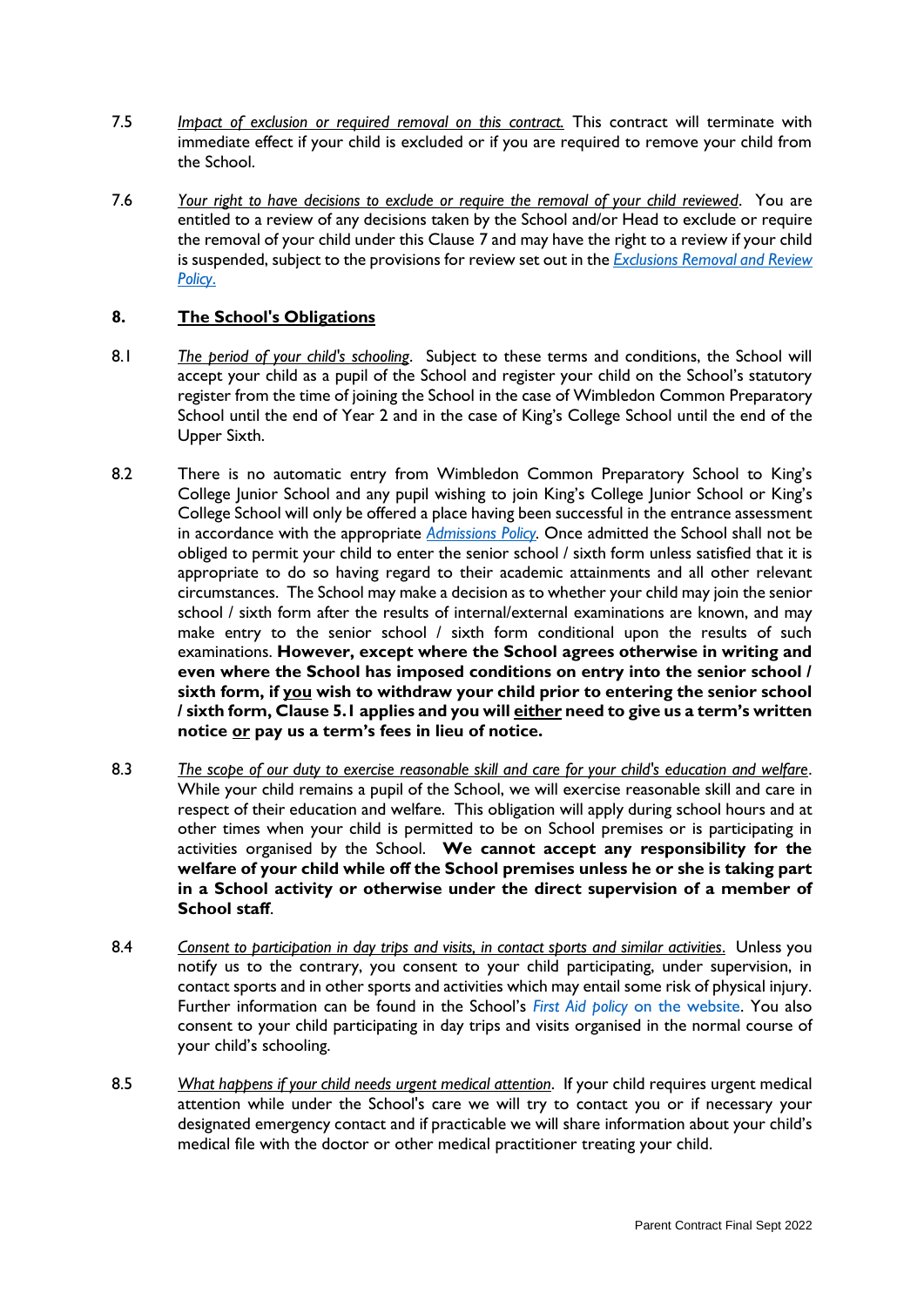7.5 *Impact of exclusion or required removal on this contract.* This contract will terminate with immediate effect if your child is excluded or if you are required to remove your child from the School.

7.6 *Your right to have decisions to exclude or require the removal of your child reviewed*. You are entitled to a review of any decisions taken by the School and/or Head to exclude or require the removal of your child under this Clause 7 and may have the right to a review if your child is suspended, subject to the provisions for review set out in the *Exclusions Removal and Review Policy*.

## 8. The School's Obligations

8.1 *The period of your child's schooling*. Subject to these terms and conditions, the School will accept your child as a pupil of the School and register your child on the School's statutory register from the time of joining the School in the case of Wimbledon Common Preparatory School until the end of Year 2 and in the case of King's College School until the end of the Upper Sixth.

8.2 There is no automatic entry from Wimbledon Common Preparatory School to King's College Junior School and any pupil wishing to join King's College Junior School or King's College School will only be offered a place having been successful in the entrance assessment in accordance with the appropriate *Admissions Policy*. Once admitted the School shall not be obliged to permit your child to enter the senior school / sixth form unless satisfied that it is appropriate to do so having regard to their academic attainments and all other relevant circumstances. The School may make a decision as to whether your child may join the senior school / sixth form after the results of internal/external examinations are known, and may make entry to the senior school / sixth form conditional upon the results of such examinations. **However, except where the School agrees otherwise in writing and even where the School has imposed conditions on entry into the senior school / sixth form, if you wish to withdraw your child prior to entering the senior school / sixth form, Clause 5.1 applies and you will either need to give us a term's written notice or pay us a term's fees in lieu of notice.**

8.3 *The scope of our duty to exercise reasonable skill and care for your child's education and welfare*. While your child remains a pupil of the School, we will exercise reasonable skill and care in respect of their education and welfare. This obligation will apply during school hours and at other times when your child is permitted to be on School premises or is participating in activities organised by the School. **We cannot accept any responsibility for the welfare of your child while off the School premises unless he or she is taking part in a School activity or otherwise under the direct supervision of a member of School staff**.

8.4 *Consent to participation in day trips and visits, in contact sports and similar activities*. Unless you notify us to the contrary, you consent to your child participating, under supervision, in contact sports and in other sports and activities which may entail some risk of physical injury. Further information can be found in the School's *First Aid policy* on the website. You also consent to your child participating in day trips and visits organised in the normal course of your child's schooling.

8.5 *What happens if your child needs urgent medical attention*. If your child requires urgent medical attention while under the School's care we will try to contact you or if necessary your designated emergency contact and if practicable we will share information about your child's medical file with the doctor or other medical practitioner treating your child.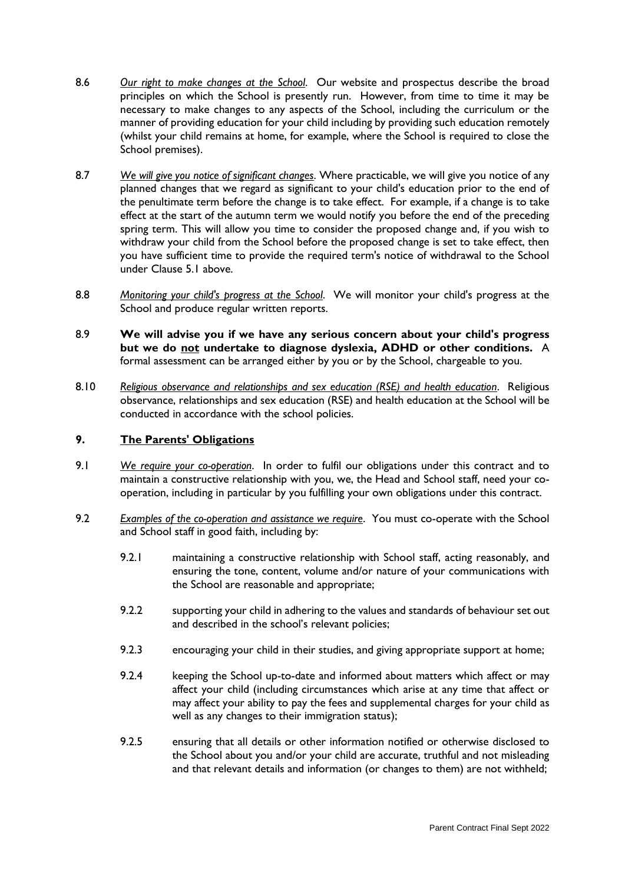8.6 *Our right to make changes at the School*. Our website and prospectus describe the broad principles on which the School is presently run. However, from time to time it may be necessary to make changes to any aspects of the School, including the curriculum or the manner of providing education for your child including by providing such education remotely (whilst your child remains at home, for example, where the School is required to close the School premises).

8.7 *We will give you notice of significant changes*. Where practicable, we will give you notice of any planned changes that we regard as significant to your child's education prior to the end of the penultimate term before the change is to take effect. For example, if a change is to take effect at the start of the autumn term we would notify you before the end of the preceding spring term. This will allow you time to consider the proposed change and, if you wish to withdraw your child from the School before the proposed change is set to take effect, then you have sufficient time to provide the required term's notice of withdrawal to the School under Clause 5.1 above.

8.8 *Monitoring your child's progress at the School*. We will monitor your child's progress at the School and produce regular written reports.

8.9 **We will advise you if we have any serious concern about your child's progress but we do not undertake to diagnose dyslexia, ADHD or other conditions.** A formal assessment can be arranged either by you or by the School, chargeable to you.

8.10 *Religious observance and relationships and sex education (RSE) and health education*. Religious observance, relationships and sex education (RSE) and health education at the School will be conducted in accordance with the school policies.

## 9. The Parents' Obligations

9.1 *We require your co-operation*. In order to fulfil our obligations under this contract and to maintain a constructive relationship with you, we, the Head and School staff, need your co-operation, including in particular by you fulfilling your own obligations under this contract.

9.2 *Examples of the co-operation and assistance we require*. You must co-operate with the School and School staff in good faith, including by:

9.2.1 maintaining a constructive relationship with School staff, acting reasonably, and ensuring the tone, content, volume and/or nature of your communications with the School are reasonable and appropriate;

9.2.2 supporting your child in adhering to the values and standards of behaviour set out and described in the school's relevant policies;

9.2.3 encouraging your child in their studies, and giving appropriate support at home;

9.2.4 keeping the School up-to-date and informed about matters which affect or may affect your child (including circumstances which arise at any time that affect or may affect your ability to pay the fees and supplemental charges for your child as well as any changes to their immigration status);

9.2.5 ensuring that all details or other information notified or otherwise disclosed to the School about you and/or your child are accurate, truthful and not misleading and that relevant details and information (or changes to them) are not withheld;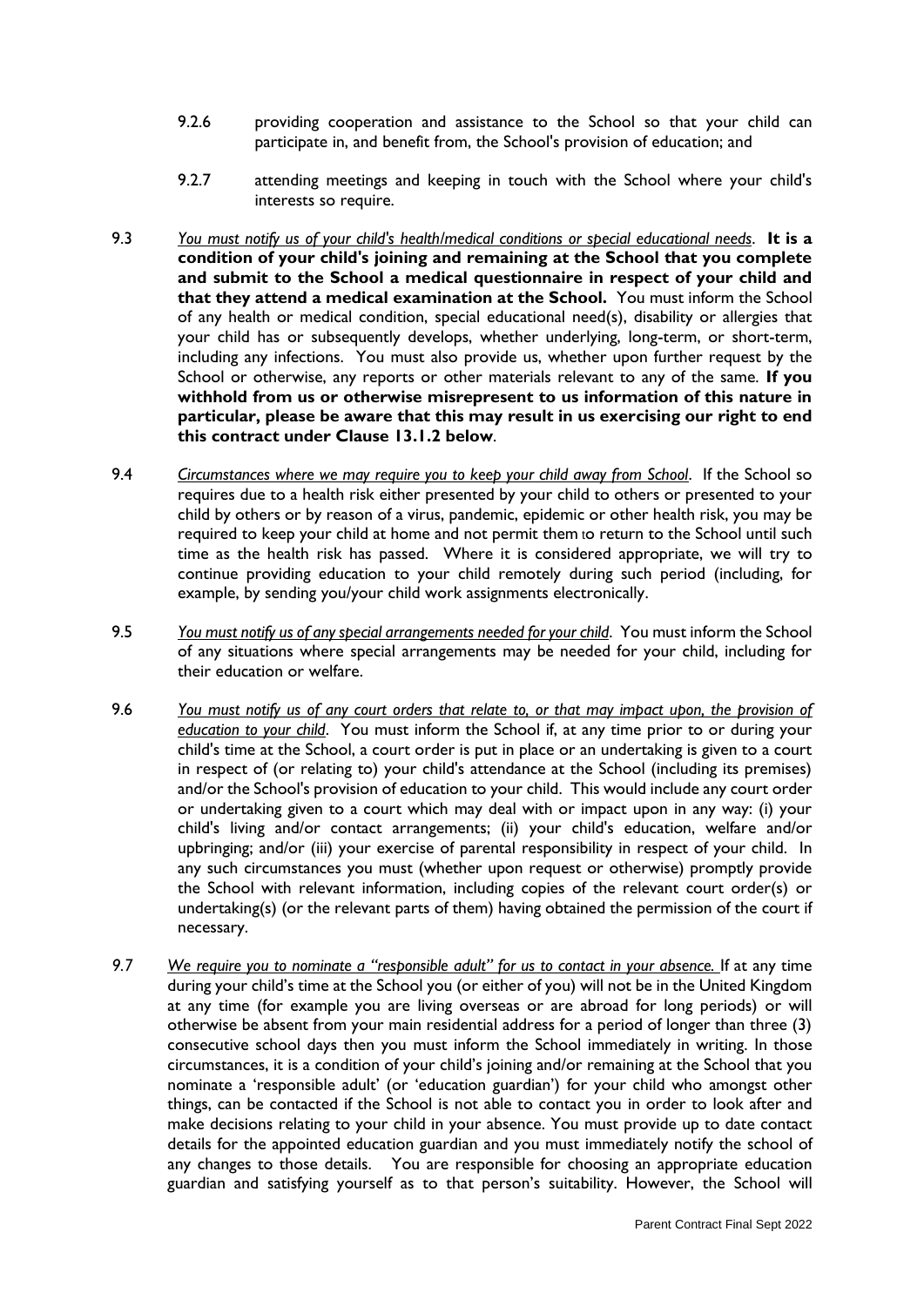9.2.6 providing cooperation and assistance to the School so that your child can participate in, and benefit from, the School's provision of education; and

9.2.7 attending meetings and keeping in touch with the School where your child's interests so require.

9.3 *You must notify us of your child's health/medical conditions or special educational needs*. **It is a condition of your child's joining and remaining at the School that you complete and submit to the School a medical questionnaire in respect of your child and that they attend a medical examination at the School.** You must inform the School of any health or medical condition, special educational need(s), disability or allergies that your child has or subsequently develops, whether underlying, long-term, or short-term, including any infections. You must also provide us, whether upon further request by the School or otherwise, any reports or other materials relevant to any of the same. **If you withhold from us or otherwise misrepresent to us information of this nature in particular, please be aware that this may result in us exercising our right to end this contract under Clause 13.1.2 below**.

9.4 *Circumstances where we may require you to keep your child away from School*. If the School so requires due to a health risk either presented by your child to others or presented to your child by others or by reason of a virus, pandemic, epidemic or other health risk, you may be required to keep your child at home and not permit them to return to the School until such time as the health risk has passed. Where it is considered appropriate, we will try to continue providing education to your child remotely during such period (including, for example, by sending you/your child work assignments electronically.

9.5 *You must notify us of any special arrangements needed for your child*. You must inform the School of any situations where special arrangements may be needed for your child, including for their education or welfare.

9.6 *You must notify us of any court orders that relate to, or that may impact upon, the provision of education to your child*. You must inform the School if, at any time prior to or during your child's time at the School, a court order is put in place or an undertaking is given to a court in respect of (or relating to) your child's attendance at the School (including its premises) and/or the School's provision of education to your child. This would include any court order or undertaking given to a court which may deal with or impact upon in any way: (i) your child's living and/or contact arrangements; (ii) your child's education, welfare and/or upbringing; and/or (iii) your exercise of parental responsibility in respect of your child. In any such circumstances you must (whether upon request or otherwise) promptly provide the School with relevant information, including copies of the relevant court order(s) or undertaking(s) (or the relevant parts of them) having obtained the permission of the court if necessary.

*9.7* *We require you to nominate a "responsible adult" for us to contact in your absence.* If at any time during your child's time at the School you (or either of you) will not be in the United Kingdom at any time (for example you are living overseas or are abroad for long periods) or will otherwise be absent from your main residential address for a period of longer than three (3) consecutive school days then you must inform the School immediately in writing. In those circumstances, it is a condition of your child's joining and/or remaining at the School that you nominate a 'responsible adult' (or 'education guardian') for your child who amongst other things, can be contacted if the School is not able to contact you in order to look after and make decisions relating to your child in your absence. You must provide up to date contact details for the appointed education guardian and you must immediately notify the school of any changes to those details. You are responsible for choosing an appropriate education guardian and satisfying yourself as to that person's suitability. However, the School will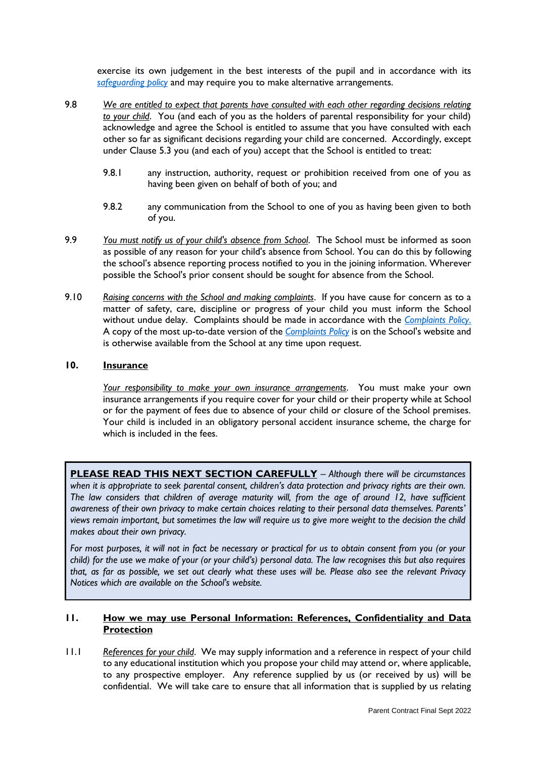exercise its own judgement in the best interests of the pupil and in accordance with its [safeguarding policy](safeguarding policy) and may require you to make alternative arrangements.

9.8 *We are entitled to expect that parents have consulted with each other regarding decisions relating to your child*. You (and each of you as the holders of parental responsibility for your child) acknowledge and agree the School is entitled to assume that you have consulted with each other so far as significant decisions regarding your child are concerned. Accordingly, except under Clause 5.3 you (and each of you) accept that the School is entitled to treat:

9.8.1 any instruction, authority, request or prohibition received from one of you as having been given on behalf of both of you; and

9.8.2 any communication from the School to one of you as having been given to both of you.

9.9 *You must notify us of your child's absence from School*. The School must be informed as soon as possible of any reason for your child's absence from School. You can do this by following the school's absence reporting process notified to you in the joining information. Wherever possible the School's prior consent should be sought for absence from the School.

9.10 *Raising concerns with the School and making complaints*. If you have cause for concern as to a matter of safety, care, discipline or progress of your child you must inform the School without undue delay. Complaints should be made in accordance with the *Complaints Policy*. A copy of the most up-to-date version of the *Complaints Policy* is on the School's website and is otherwise available from the School at any time upon request.

## 10. Insurance

*Your responsibility to make your own insurance arrangements*. You must make your own insurance arrangements if you require cover for your child or their property while at School or for the payment of fees due to absence of your child or closure of the School premises. Your child is included in an obligatory personal accident insurance scheme, the charge for which is included in the fees.

**PLEASE READ THIS NEXT SECTION CAREFULLY** – *Although there will be circumstances when it is appropriate to seek parental consent, children's data protection and privacy rights are their own. The law considers that children of average maturity will, from the age of around 12, have sufficient awareness of their own privacy to make certain choices relating to their personal data themselves. Parents' views remain important, but sometimes the law will require us to give more weight to the decision the child makes about their own privacy.*

*For most purposes, it will not in fact be necessary or practical for us to obtain consent from you (or your child) for the use we make of your (or your child's) personal data. The law recognises this but also requires that, as far as possible, we set out clearly what these uses will be. Please also see the relevant Privacy Notices which are available on the School's website.*

## 11. How we may use Personal Information: References, Confidentiality and Data Protection

11.1 *References for your child*. We may supply information and a reference in respect of your child to any educational institution which you propose your child may attend or, where applicable, to any prospective employer. Any reference supplied by us (or received by us) will be confidential. We will take care to ensure that all information that is supplied by us relating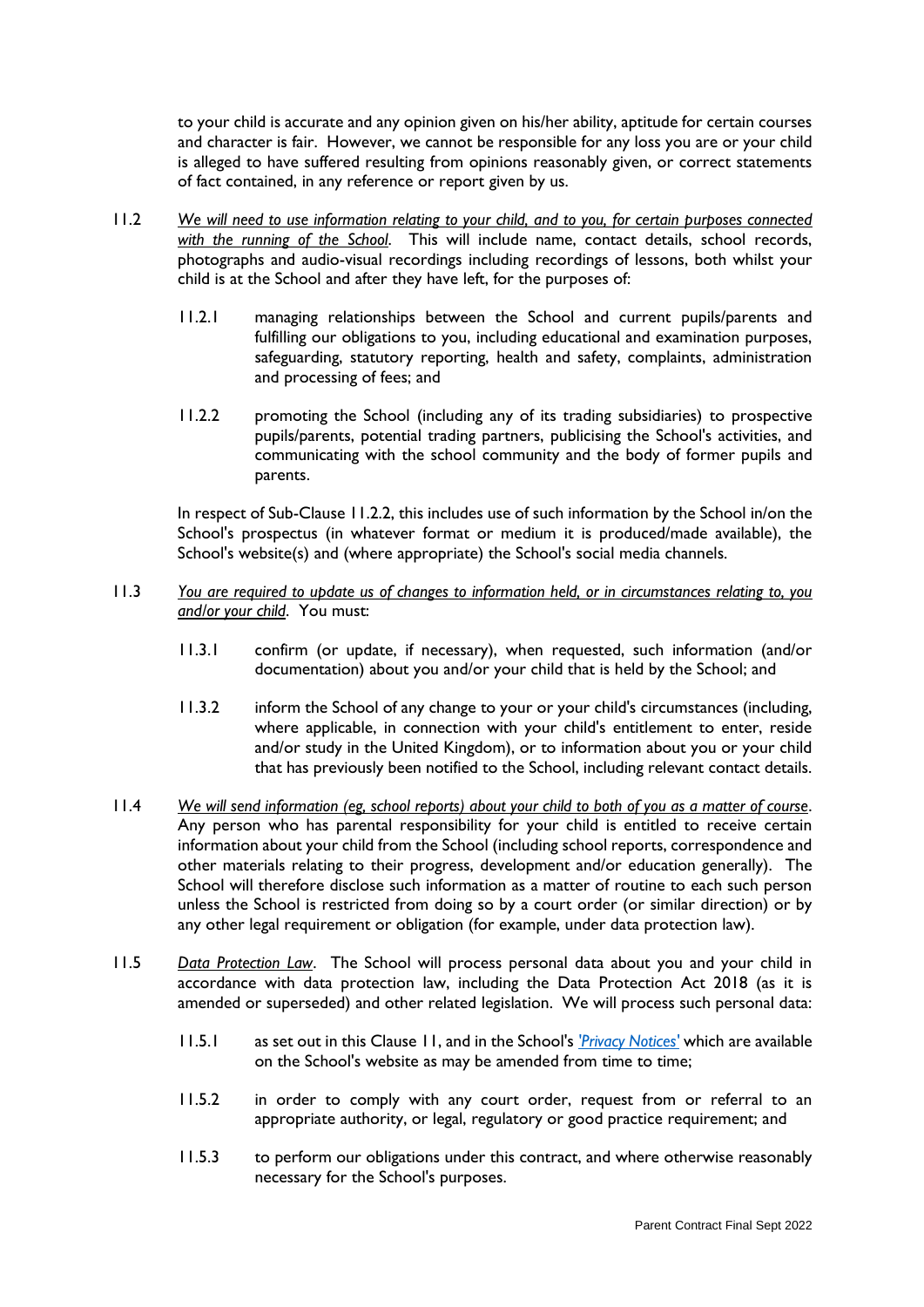to your child is accurate and any opinion given on his/her ability, aptitude for certain courses and character is fair. However, we cannot be responsible for any loss you are or your child is alleged to have suffered resulting from opinions reasonably given, or correct statements of fact contained, in any reference or report given by us.

11.2 *We will need to use information relating to your child, and to you, for certain purposes connected with the running of the School*. This will include name, contact details, school records, photographs and audio-visual recordings including recordings of lessons, both whilst your child is at the School and after they have left, for the purposes of:

11.2.1 managing relationships between the School and current pupils/parents and fulfilling our obligations to you, including educational and examination purposes, safeguarding, statutory reporting, health and safety, complaints, administration and processing of fees; and

11.2.2 promoting the School (including any of its trading subsidiaries) to prospective pupils/parents, potential trading partners, publicising the School's activities, and communicating with the school community and the body of former pupils and parents.

In respect of Sub-Clause 11.2.2, this includes use of such information by the School in/on the School's prospectus (in whatever format or medium it is produced/made available), the School's website(s) and (where appropriate) the School's social media channels.

11.3 *You are required to update us of changes to information held, or in circumstances relating to, you and/or your child*. You must:

11.3.1 confirm (or update, if necessary), when requested, such information (and/or documentation) about you and/or your child that is held by the School; and

11.3.2 inform the School of any change to your or your child's circumstances (including, where applicable, in connection with your child's entitlement to enter, reside and/or study in the United Kingdom), or to information about you or your child that has previously been notified to the School, including relevant contact details.

11.4 *We will send information (eg, school reports) about your child to both of you as a matter of course*. Any person who has parental responsibility for your child is entitled to receive certain information about your child from the School (including school reports, correspondence and other materials relating to their progress, development and/or education generally). The School will therefore disclose such information as a matter of routine to each such person unless the School is restricted from doing so by a court order (or similar direction) or by any other legal requirement or obligation (for example, under data protection law).

11.5 *Data Protection Law*. The School will process personal data about you and your child in accordance with data protection law, including the Data Protection Act 2018 (as it is amended or superseded) and other related legislation. We will process such personal data:

11.5.1 as set out in this Clause 11, and in the School's *'Privacy Notices'* which are available on the School's website as may be amended from time to time;

11.5.2 in order to comply with any court order, request from or referral to an appropriate authority, or legal, regulatory or good practice requirement; and

11.5.3 to perform our obligations under this contract, and where otherwise reasonably necessary for the School's purposes.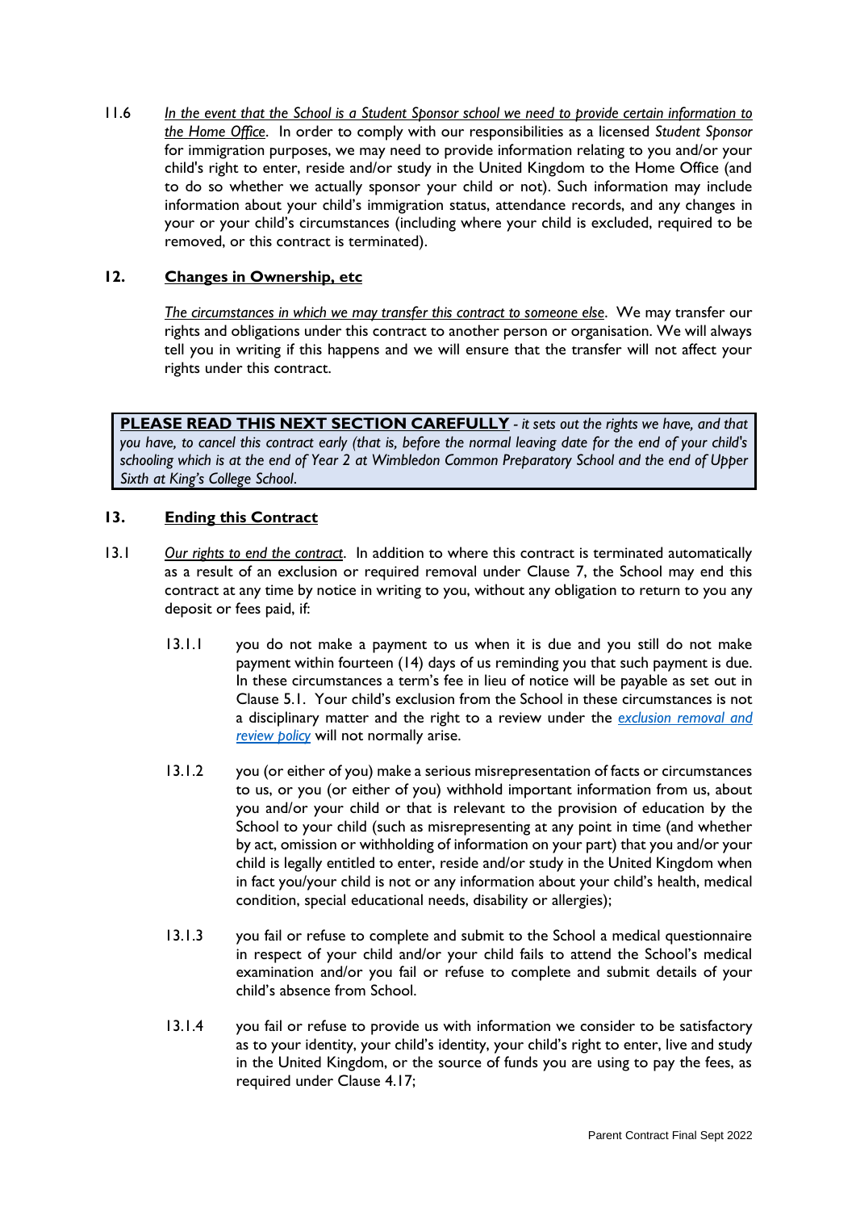11.6 *In the event that the School is a Student Sponsor school we need to provide certain information to the Home Office*. In order to comply with our responsibilities as a licensed *Student Sponsor* for immigration purposes, we may need to provide information relating to you and/or your child's right to enter, reside and/or study in the United Kingdom to the Home Office (and to do so whether we actually sponsor your child or not). Such information may include information about your child's immigration status, attendance records, and any changes in your or your child's circumstances (including where your child is excluded, required to be removed, or this contract is terminated).

## 12. Changes in Ownership, etc

*The circumstances in which we may transfer this contract to someone else*. We may transfer our rights and obligations under this contract to another person or organisation. We will always tell you in writing if this happens and we will ensure that the transfer will not affect your rights under this contract.

**PLEASE READ THIS NEXT SECTION CAREFULLY** *- it sets out the rights we have, and that you have, to cancel this contract early (that is, before the normal leaving date for the end of your child's schooling which is at the end of Year 2 at Wimbledon Common Preparatory School and the end of Upper Sixth at King's College School.*

## 13. Ending this Contract

13.1 *Our rights to end the contract*. In addition to where this contract is terminated automatically as a result of an exclusion or required removal under Clause 7, the School may end this contract at any time by notice in writing to you, without any obligation to return to you any deposit or fees paid, if:

13.1.1 you do not make a payment to us when it is due and you still do not make payment within fourteen (14) days of us reminding you that such payment is due. In these circumstances a term's fee in lieu of notice will be payable as set out in Clause 5.1. Your child's exclusion from the School in these circumstances is not a disciplinary matter and the right to a review under the *exclusion removal and review policy* will not normally arise.

13.1.2 you (or either of you) make a serious misrepresentation of facts or circumstances to us, or you (or either of you) withhold important information from us, about you and/or your child or that is relevant to the provision of education by the School to your child (such as misrepresenting at any point in time (and whether by act, omission or withholding of information on your part) that you and/or your child is legally entitled to enter, reside and/or study in the United Kingdom when in fact you/your child is not or any information about your child's health, medical condition, special educational needs, disability or allergies);

13.1.3 you fail or refuse to complete and submit to the School a medical questionnaire in respect of your child and/or your child fails to attend the School's medical examination and/or you fail or refuse to complete and submit details of your child's absence from School.

13.1.4 you fail or refuse to provide us with information we consider to be satisfactory as to your identity, your child's identity, your child's right to enter, live and study in the United Kingdom, or the source of funds you are using to pay the fees, as required under Clause 4.17;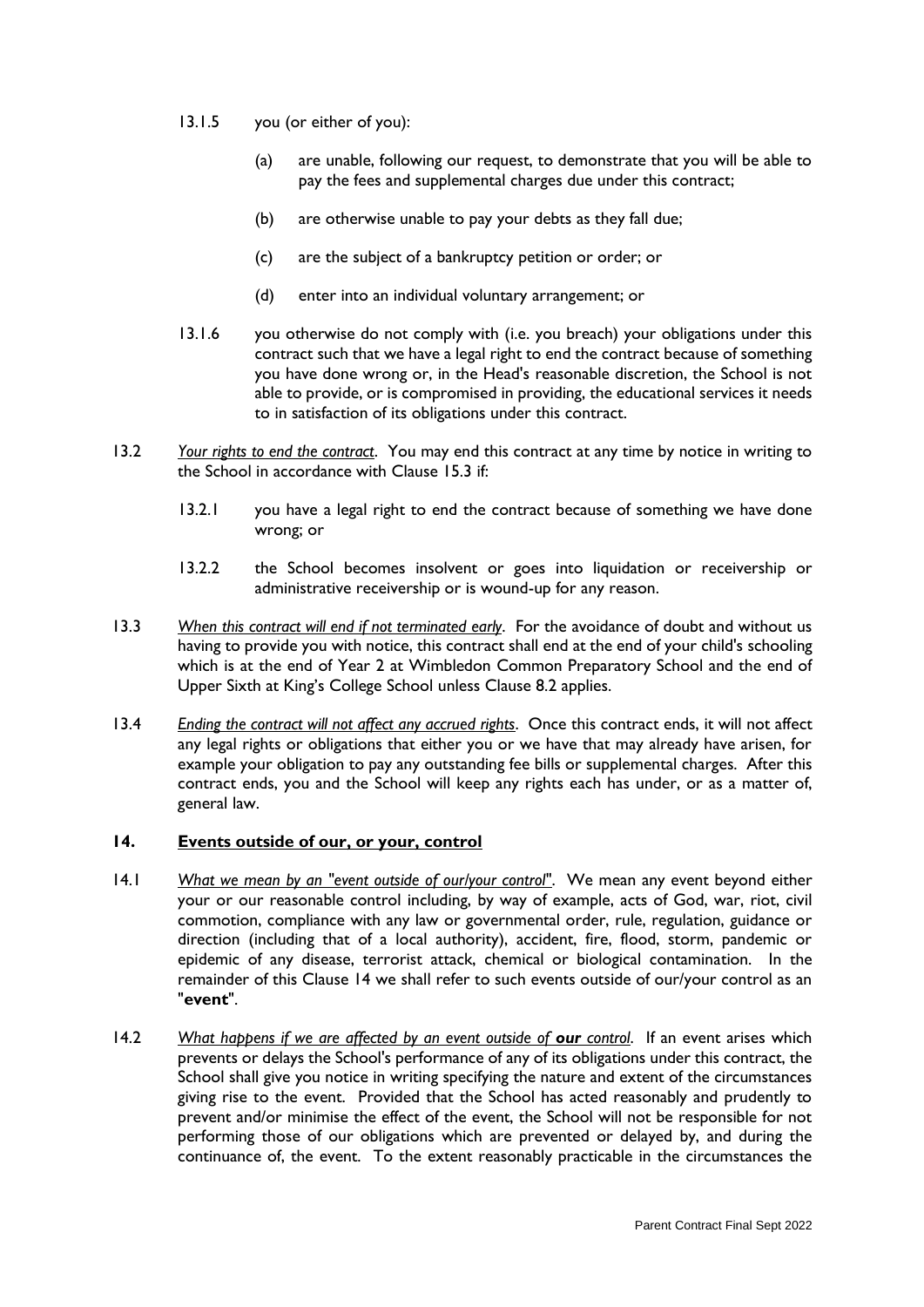13.1.5 you (or either of you):

(a) are unable, following our request, to demonstrate that you will be able to pay the fees and supplemental charges due under this contract;

(b) are otherwise unable to pay your debts as they fall due;

(c) are the subject of a bankruptcy petition or order; or

(d) enter into an individual voluntary arrangement; or

13.1.6 you otherwise do not comply with (i.e. you breach) your obligations under this contract such that we have a legal right to end the contract because of something you have done wrong or, in the Head's reasonable discretion, the School is not able to provide, or is compromised in providing, the educational services it needs to in satisfaction of its obligations under this contract.

13.2 *Your rights to end the contract*. You may end this contract at any time by notice in writing to the School in accordance with Clause 15.3 if:

13.2.1 you have a legal right to end the contract because of something we have done wrong; or

13.2.2 the School becomes insolvent or goes into liquidation or receivership or administrative receivership or is wound-up for any reason.

13.3 *When this contract will end if not terminated early*. For the avoidance of doubt and without us having to provide you with notice, this contract shall end at the end of your child's schooling which is at the end of Year 2 at Wimbledon Common Preparatory School and the end of Upper Sixth at King's College School unless Clause 8.2 applies.

13.4 *Ending the contract will not affect any accrued rights*. Once this contract ends, it will not affect any legal rights or obligations that either you or we have that may already have arisen, for example your obligation to pay any outstanding fee bills or supplemental charges. After this contract ends, you and the School will keep any rights each has under, or as a matter of, general law.

## 14. Events outside of our, or your, control

14.1 *What we mean by an "event outside of our/your control"*. We mean any event beyond either your or our reasonable control including, by way of example, acts of God, war, riot, civil commotion, compliance with any law or governmental order, rule, regulation, guidance or direction (including that of a local authority), accident, fire, flood, storm, pandemic or epidemic of any disease, terrorist attack, chemical or biological contamination. In the remainder of this Clause 14 we shall refer to such events outside of our/your control as an "**event**".

14.2 *What happens if we are affected by an event outside of* ***our*** *control*. If an event arises which prevents or delays the School's performance of any of its obligations under this contract, the School shall give you notice in writing specifying the nature and extent of the circumstances giving rise to the event. Provided that the School has acted reasonably and prudently to prevent and/or minimise the effect of the event, the School will not be responsible for not performing those of our obligations which are prevented or delayed by, and during the continuance of, the event. To the extent reasonably practicable in the circumstances the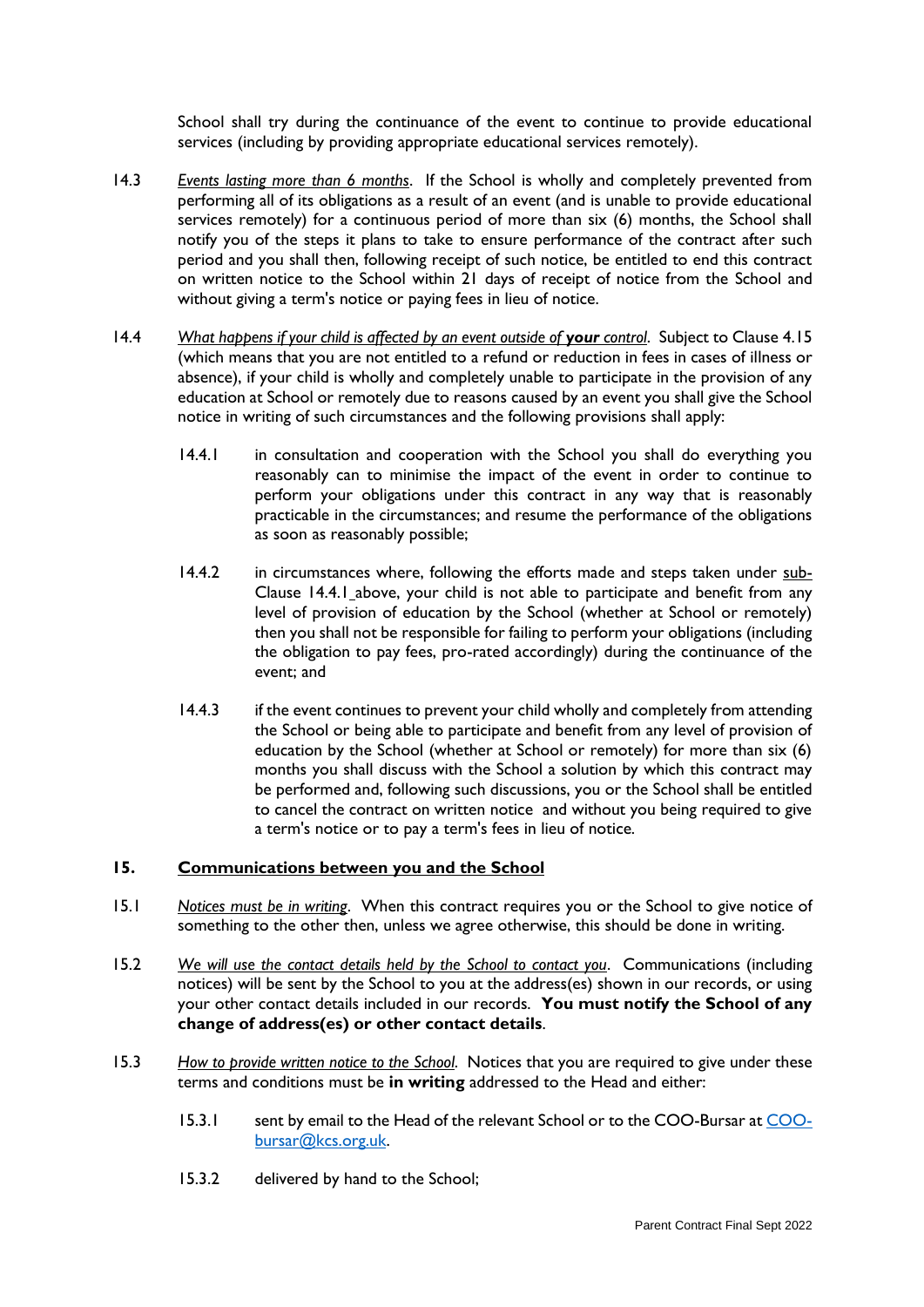School shall try during the continuance of the event to continue to provide educational services (including by providing appropriate educational services remotely).

14.3 *Events lasting more than 6 months*. If the School is wholly and completely prevented from performing all of its obligations as a result of an event (and is unable to provide educational services remotely) for a continuous period of more than six (6) months, the School shall notify you of the steps it plans to take to ensure performance of the contract after such period and you shall then, following receipt of such notice, be entitled to end this contract on written notice to the School within 21 days of receipt of notice from the School and without giving a term's notice or paying fees in lieu of notice.

14.4 *What happens if your child is affected by an event outside of **your** control*. Subject to Clause 4.15 (which means that you are not entitled to a refund or reduction in fees in cases of illness or absence), if your child is wholly and completely unable to participate in the provision of any education at School or remotely due to reasons caused by an event you shall give the School notice in writing of such circumstances and the following provisions shall apply:

14.4.1 in consultation and cooperation with the School you shall do everything you reasonably can to minimise the impact of the event in order to continue to perform your obligations under this contract in any way that is reasonably practicable in the circumstances; and resume the performance of the obligations as soon as reasonably possible;

14.4.2 in circumstances where, following the efforts made and steps taken under sub-Clause 14.4.1 above, your child is not able to participate and benefit from any level of provision of education by the School (whether at School or remotely) then you shall not be responsible for failing to perform your obligations (including the obligation to pay fees, pro-rated accordingly) during the continuance of the event; and

14.4.3 if the event continues to prevent your child wholly and completely from attending the School or being able to participate and benefit from any level of provision of education by the School (whether at School or remotely) for more than six (6) months you shall discuss with the School a solution by which this contract may be performed and, following such discussions, you or the School shall be entitled to cancel the contract on written notice and without you being required to give a term's notice or to pay a term's fees in lieu of notice.

## 15. Communications between you and the School

15.1 *Notices must be in writing*. When this contract requires you or the School to give notice of something to the other then, unless we agree otherwise, this should be done in writing.

15.2 *We will use the contact details held by the School to contact you*. Communications (including notices) will be sent by the School to you at the address(es) shown in our records, or using your other contact details included in our records. **You must notify the School of any change of address(es) or other contact details**.

15.3 *How to provide written notice to the School*. Notices that you are required to give under these terms and conditions must be **in writing** addressed to the Head and either:

15.3.1 sent by email to the Head of the relevant School or to the COO-Bursar at COO-bursar@kcs.org.uk.

15.3.2 delivered by hand to the School;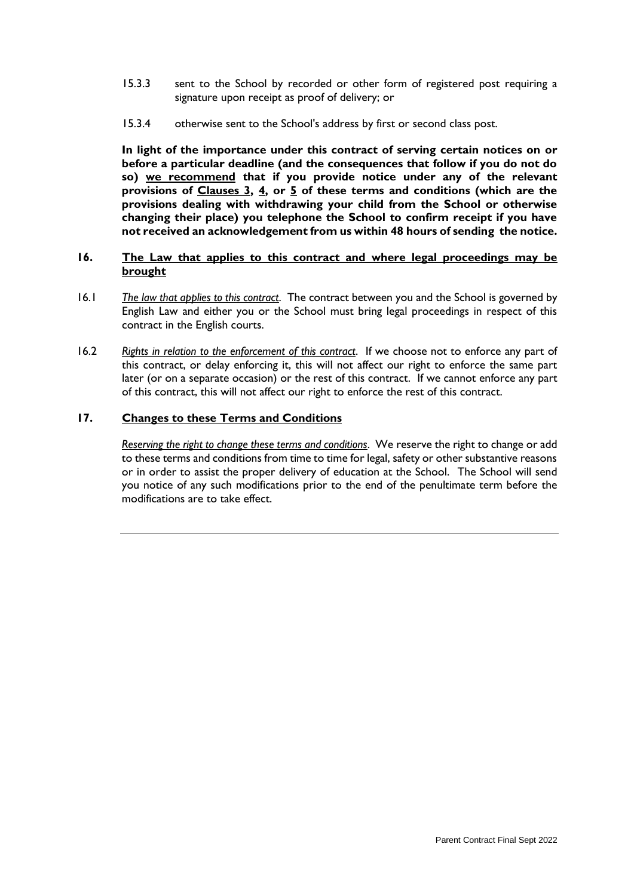15.3.3 sent to the School by recorded or other form of registered post requiring a signature upon receipt as proof of delivery; or

15.3.4 otherwise sent to the School's address by first or second class post.

**In light of the importance under this contract of serving certain notices on or before a particular deadline (and the consequences that follow if you do not do so) <u>we recommend</u> that if you provide notice under any of the relevant provisions of <u>Clauses 3</u>, <u>4</u>, or <u>5</u> of these terms and conditions (which are the provisions dealing with withdrawing your child from the School or otherwise changing their place) you telephone the School to confirm receipt if you have not received an acknowledgement from us within 48 hours of sending the notice.**

## 16. The Law that applies to this contract and where legal proceedings may be brought

16.1 *The law that applies to this contract*. The contract between you and the School is governed by English Law and either you or the School must bring legal proceedings in respect of this contract in the English courts.

16.2 *Rights in relation to the enforcement of this contract*. If we choose not to enforce any part of this contract, or delay enforcing it, this will not affect our right to enforce the same part later (or on a separate occasion) or the rest of this contract. If we cannot enforce any part of this contract, this will not affect our right to enforce the rest of this contract.

## 17. Changes to these Terms and Conditions

*Reserving the right to change these terms and conditions*. We reserve the right to change or add to these terms and conditions from time to time for legal, safety or other substantive reasons or in order to assist the proper delivery of education at the School. The School will send you notice of any such modifications prior to the end of the penultimate term before the modifications are to take effect.

---